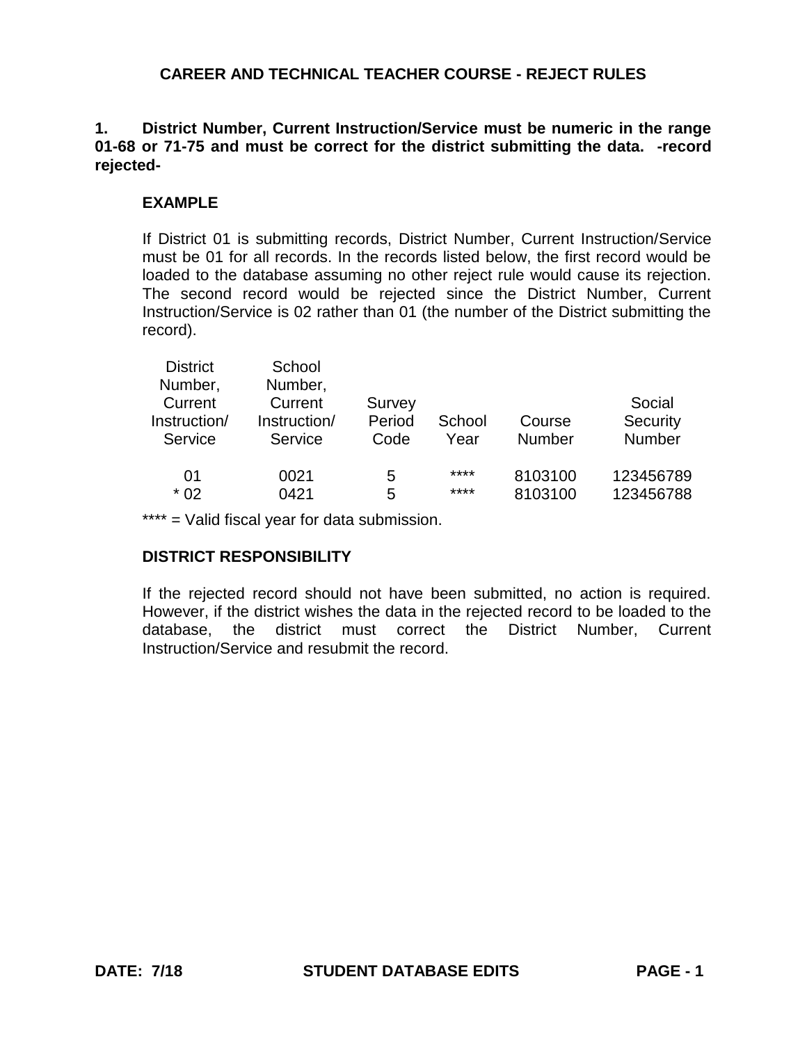# CAREER AND TECHNICAL TEACHER COURSE - REJECT RULES

**1. District Number, Current Instruction/Service must be numeric in the range 01-68 or 71-75 and must be correct for the district submitting the data. -record rejected-**

**EXAMPLE**

If District 01 is submitting records, District Number, Current Instruction/Service must be 01 for all records. In the records listed below, the first record would be loaded to the database assuming no other reject rule would cause its rejection. The second record would be rejected since the District Number, Current Instruction/Service is 02 rather than 01 (the number of the District submitting the record).

| District Number, Current Instruction/ Service | School Number, Current Instruction/ Service | Survey Period Code | School Year | Course Number | Social Security Number |
|---|---|---|---|---|---|
| 01 | 0021 | 5 | **** | 8103100 | 123456789 |
| * 02 | 0421 | 5 | **** | 8103100 | 123456788 |

**** = Valid fiscal year for data submission.

**DISTRICT RESPONSIBILITY**

If the rejected record should not have been submitted, no action is required. However, if the district wishes the data in the rejected record to be loaded to the database, the district must correct the District Number, Current Instruction/Service and resubmit the record.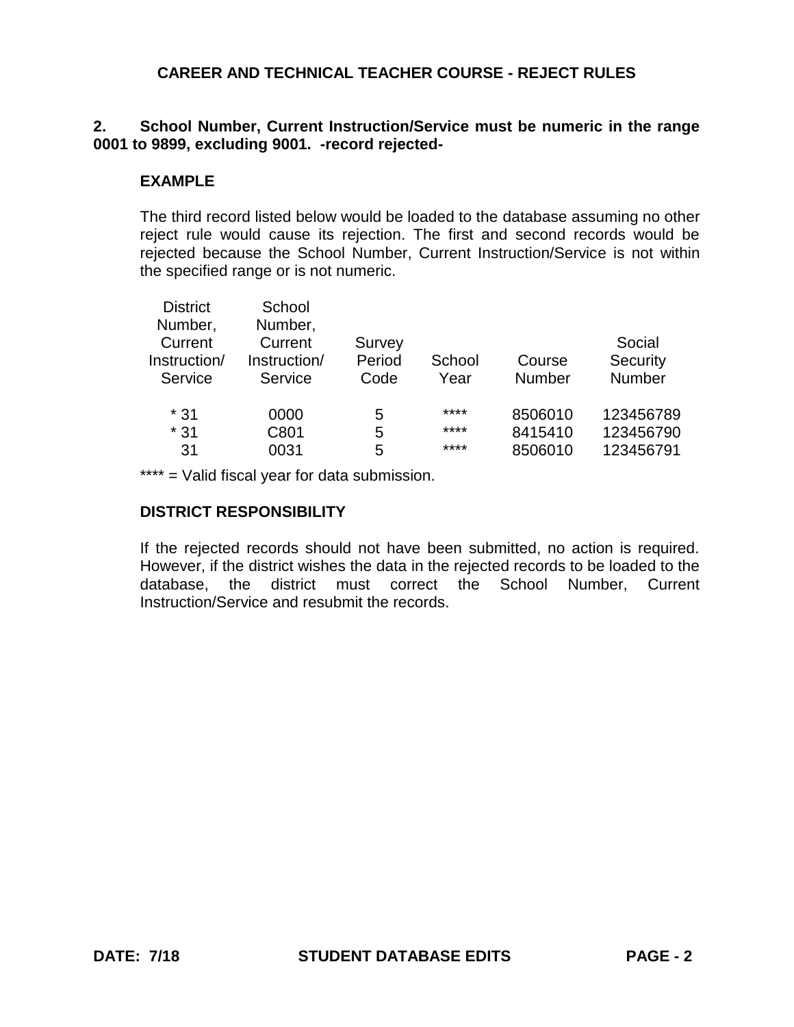# CAREER AND TECHNICAL TEACHER COURSE - REJECT RULES

**2. School Number, Current Instruction/Service must be numeric in the range 0001 to 9899, excluding 9001. -record rejected-**

### EXAMPLE

The third record listed below would be loaded to the database assuming no other reject rule would cause its rejection. The first and second records would be rejected because the School Number, Current Instruction/Service is not within the specified range or is not numeric.

| District Number, Current Instruction/ Service | School Number, Current Instruction/ Service | Survey Period Code | School Year | Course Number | Social Security Number |
|---|---|---|---|---|---|
| * 31 | 0000 | 5 | **** | 8506010 | 123456789 |
| * 31 | C801 | 5 | **** | 8415410 | 123456790 |
| 31 | 0031 | 5 | **** | 8506010 | 123456791 |

**** = Valid fiscal year for data submission.

### DISTRICT RESPONSIBILITY

If the rejected records should not have been submitted, no action is required. However, if the district wishes the data in the rejected records to be loaded to the database, the district must correct the School Number, Current Instruction/Service and resubmit the records.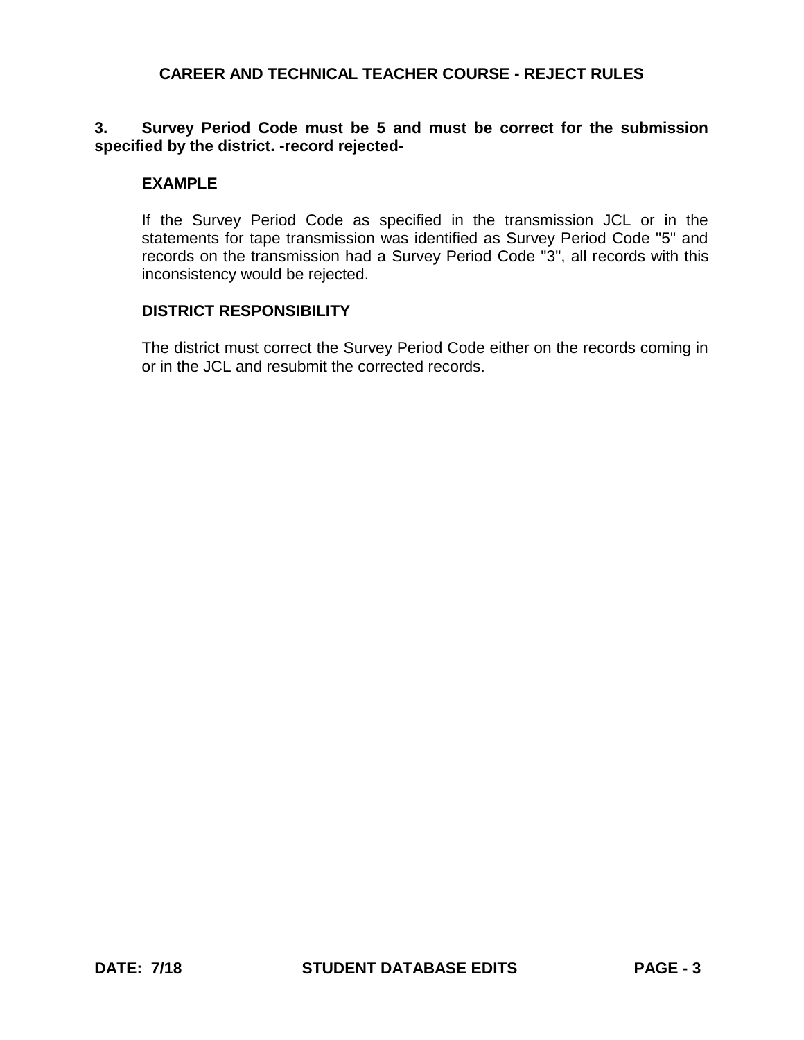# CAREER AND TECHNICAL TEACHER COURSE - REJECT RULES

**3. Survey Period Code must be 5 and must be correct for the submission specified by the district. -record rejected-**

**EXAMPLE**

If the Survey Period Code as specified in the transmission JCL or in the statements for tape transmission was identified as Survey Period Code "5" and records on the transmission had a Survey Period Code "3", all records with this inconsistency would be rejected.

**DISTRICT RESPONSIBILITY**

The district must correct the Survey Period Code either on the records coming in or in the JCL and resubmit the corrected records.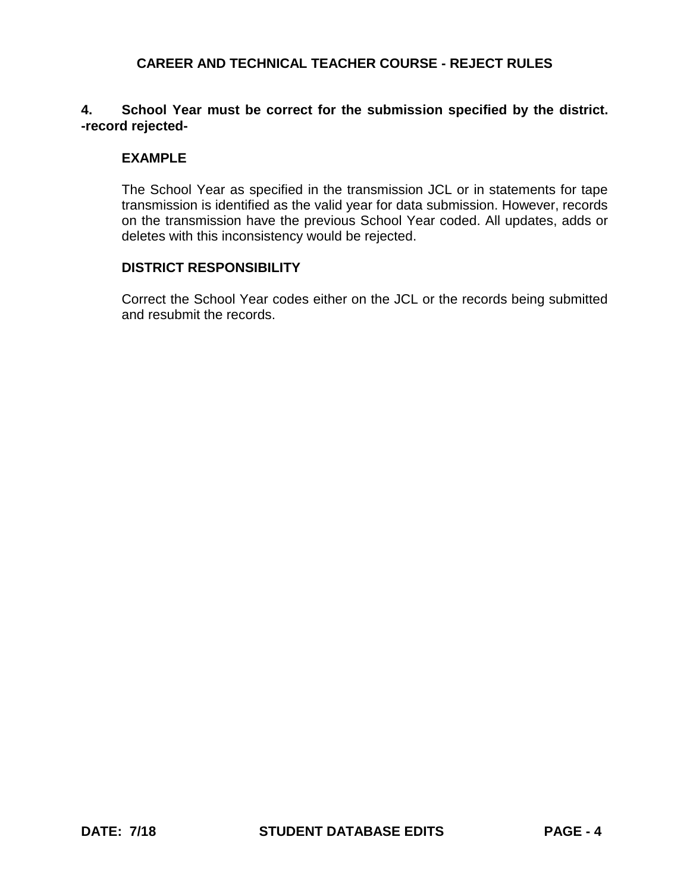# CAREER AND TECHNICAL TEACHER COURSE - REJECT RULES

**4. School Year must be correct for the submission specified by the district. -record rejected-**

**EXAMPLE**

The School Year as specified in the transmission JCL or in statements for tape transmission is identified as the valid year for data submission. However, records on the transmission have the previous School Year coded. All updates, adds or deletes with this inconsistency would be rejected.

**DISTRICT RESPONSIBILITY**

Correct the School Year codes either on the JCL or the records being submitted and resubmit the records.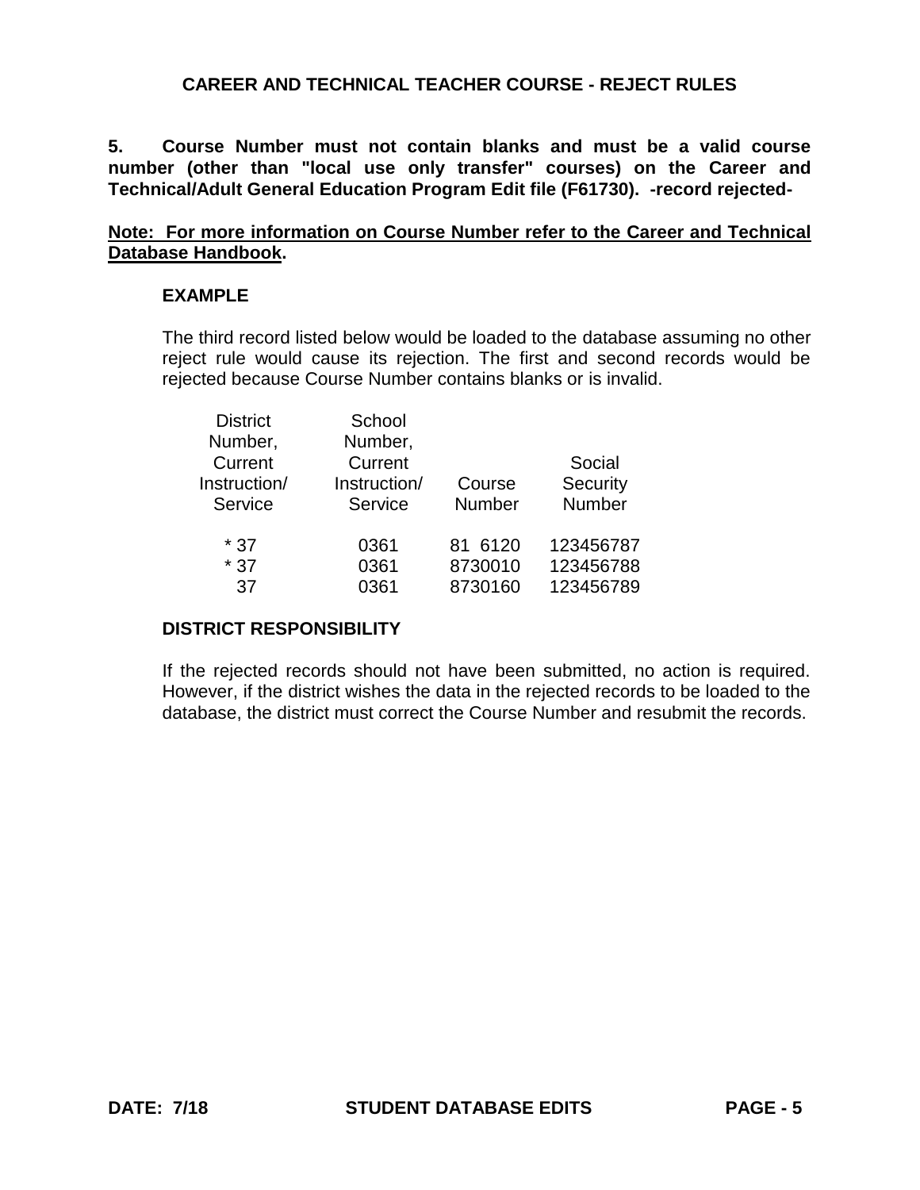## CAREER AND TECHNICAL TEACHER COURSE - REJECT RULES

**5. Course Number must not contain blanks and must be a valid course number (other than "local use only transfer" courses) on the Career and Technical/Adult General Education Program Edit file (F61730). -record rejected-**

**Note: For more information on Course Number refer to the Career and Technical Database Handbook.**

**EXAMPLE**

The third record listed below would be loaded to the database assuming no other reject rule would cause its rejection. The first and second records would be rejected because Course Number contains blanks or is invalid.

| District Number, Current Instruction/ Service | School Number, Current Instruction/ Service | Course Number | Social Security Number |
|---|---|---|---|
| * 37 | 0361 | 81 6120 | 123456787 |
| * 37 | 0361 | 8730010 | 123456788 |
| 37 | 0361 | 8730160 | 123456789 |

**DISTRICT RESPONSIBILITY**

If the rejected records should not have been submitted, no action is required. However, if the district wishes the data in the rejected records to be loaded to the database, the district must correct the Course Number and resubmit the records.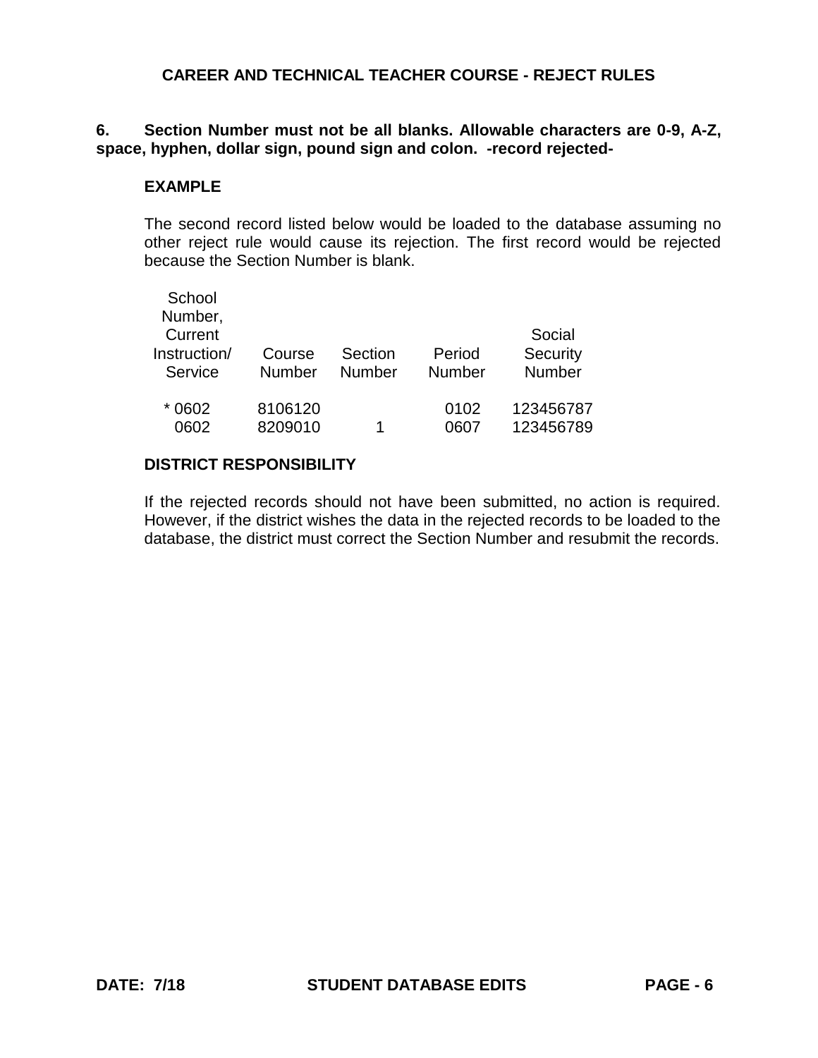## CAREER AND TECHNICAL TEACHER COURSE - REJECT RULES

**6. Section Number must not be all blanks. Allowable characters are 0-9, A-Z, space, hyphen, dollar sign, pound sign and colon. -record rejected-**

### EXAMPLE

The second record listed below would be loaded to the database assuming no other reject rule would cause its rejection. The first record would be rejected because the Section Number is blank.

| School Number, Current Instruction/ Service | Course Number | Section Number | Period Number | Social Security Number |
|---|---|---|---|---|
| * 0602 | 8106120 | | 0102 | 123456787 |
| 0602 | 8209010 | 1 | 0607 | 123456789 |

### DISTRICT RESPONSIBILITY

If the rejected records should not have been submitted, no action is required. However, if the district wishes the data in the rejected records to be loaded to the database, the district must correct the Section Number and resubmit the records.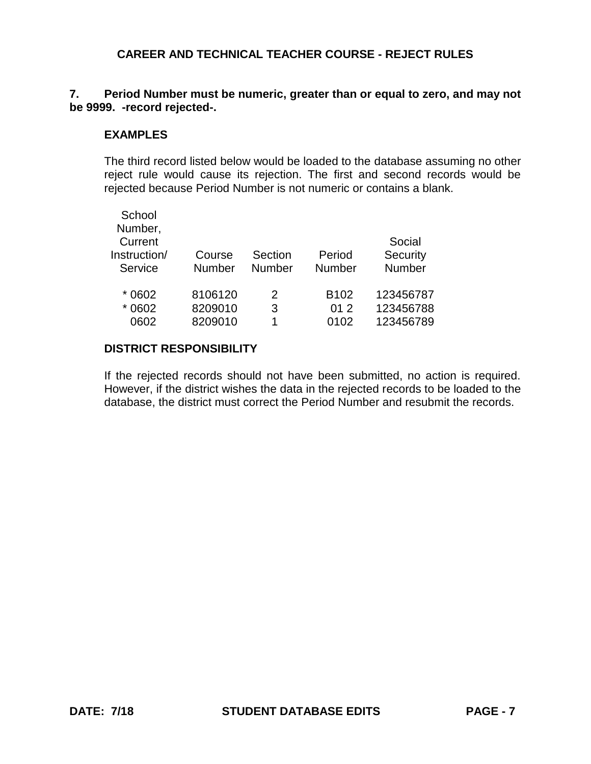## CAREER AND TECHNICAL TEACHER COURSE - REJECT RULES

**7. Period Number must be numeric, greater than or equal to zero, and may not be 9999. -record rejected-.**

**EXAMPLES**

The third record listed below would be loaded to the database assuming no other reject rule would cause its rejection. The first and second records would be rejected because Period Number is not numeric or contains a blank.

| School Number, Current Instruction/ Service | Course Number | Section Number | Period Number | Social Security Number |
|---|---|---|---|---|
| * 0602 | 8106120 | 2 | B102 | 123456787 |
| * 0602 | 8209010 | 3 | 01 2 | 123456788 |
| 0602 | 8209010 | 1 | 0102 | 123456789 |

**DISTRICT RESPONSIBILITY**

If the rejected records should not have been submitted, no action is required. However, if the district wishes the data in the rejected records to be loaded to the database, the district must correct the Period Number and resubmit the records.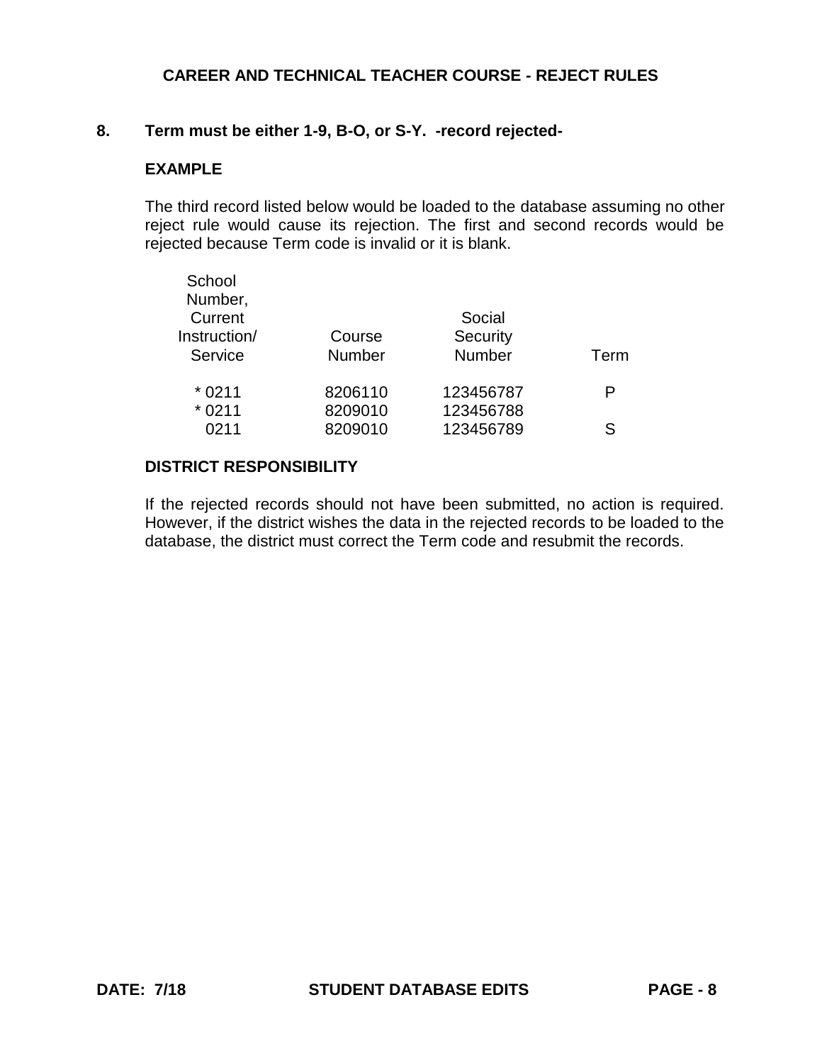## CAREER AND TECHNICAL TEACHER COURSE - REJECT RULES

**8. Term must be either 1-9, B-O, or S-Y. -record rejected-**

**EXAMPLE**

The third record listed below would be loaded to the database assuming no other reject rule would cause its rejection. The first and second records would be rejected because Term code is invalid or it is blank.

| School Number, Current Instruction/ Service | Course Number | Social Security Number | Term |
|---|---|---|---|
| * 0211 | 8206110 | 123456787 | P |
| * 0211 | 8209010 | 123456788 | |
| 0211 | 8209010 | 123456789 | S |

**DISTRICT RESPONSIBILITY**

If the rejected records should not have been submitted, no action is required. However, if the district wishes the data in the rejected records to be loaded to the database, the district must correct the Term code and resubmit the records.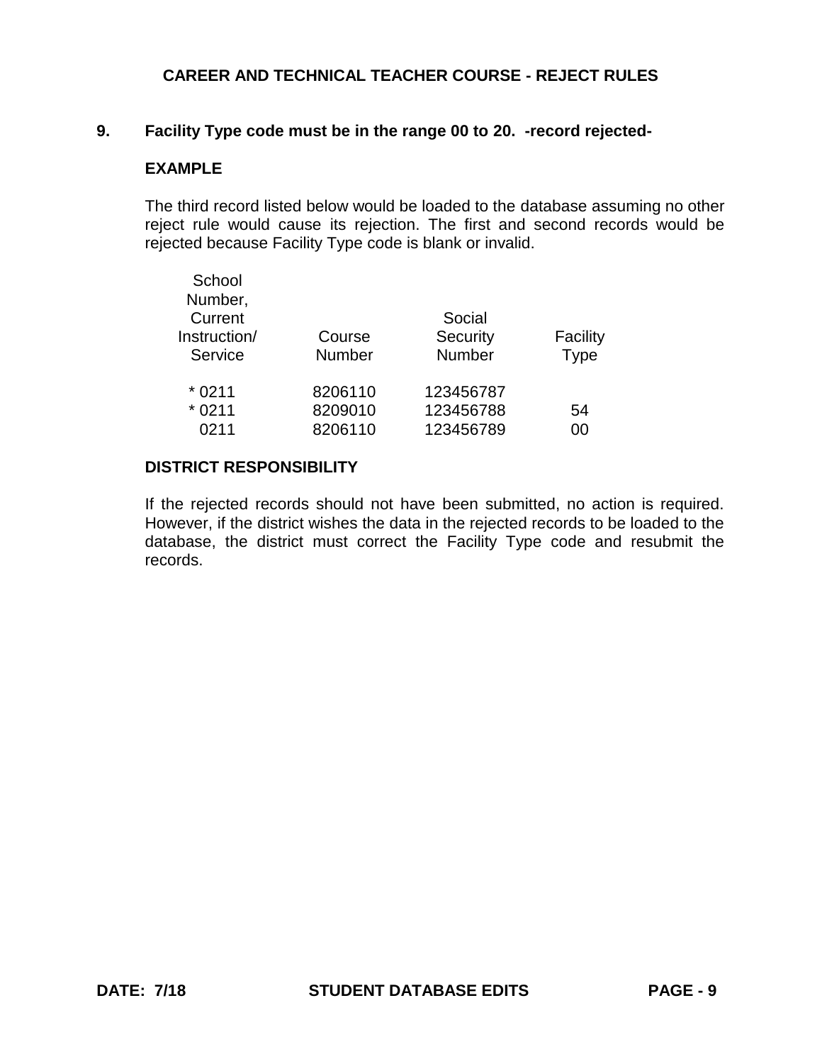## CAREER AND TECHNICAL TEACHER COURSE - REJECT RULES

**9. Facility Type code must be in the range 00 to 20. -record rejected-**

**EXAMPLE**

The third record listed below would be loaded to the database assuming no other reject rule would cause its rejection. The first and second records would be rejected because Facility Type code is blank or invalid.

| School Number, Current Instruction/ Service | Course Number | Social Security Number | Facility Type |
|---|---|---|---|
| * 0211 | 8206110 | 123456787 | |
| * 0211 | 8209010 | 123456788 | 54 |
| 0211 | 8206110 | 123456789 | 00 |

**DISTRICT RESPONSIBILITY**

If the rejected records should not have been submitted, no action is required. However, if the district wishes the data in the rejected records to be loaded to the database, the district must correct the Facility Type code and resubmit the records.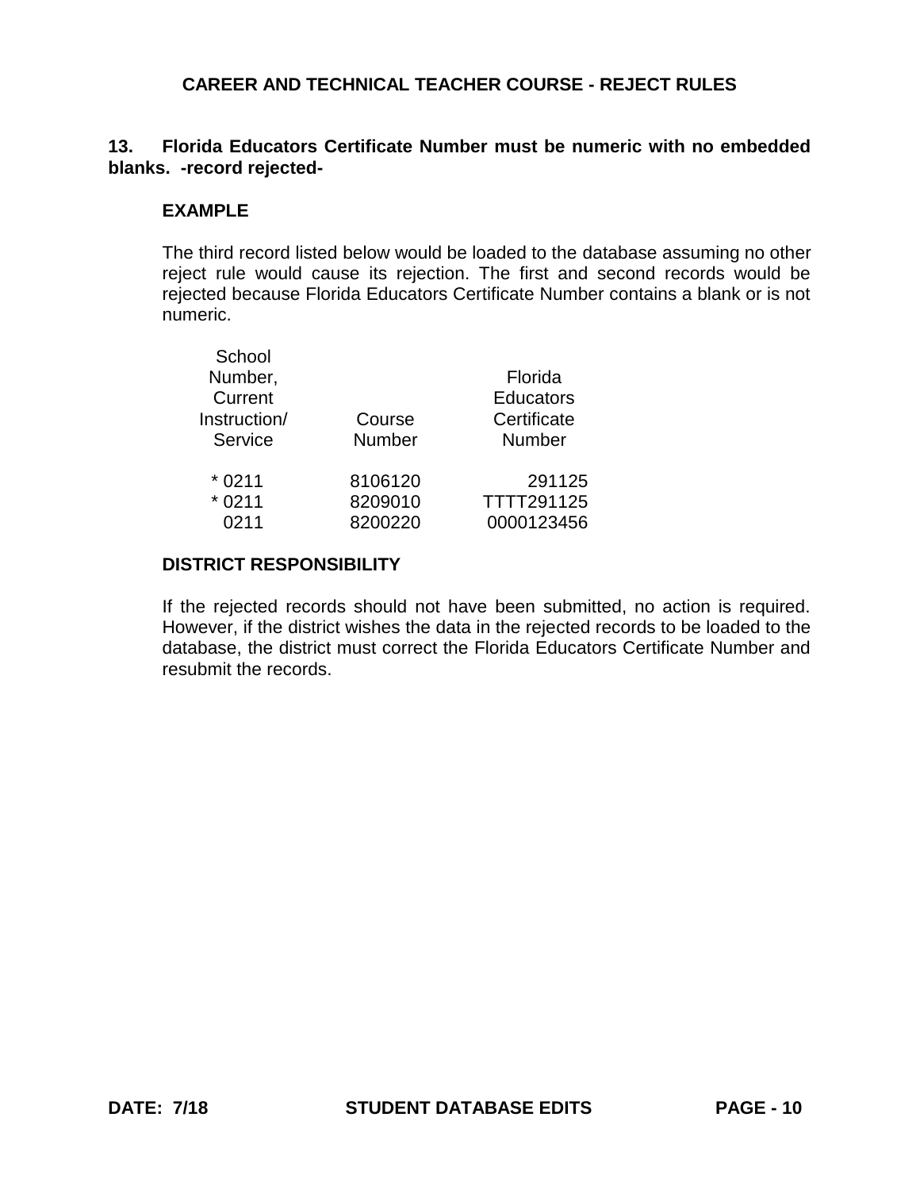## CAREER AND TECHNICAL TEACHER COURSE - REJECT RULES

**13. Florida Educators Certificate Number must be numeric with no embedded blanks. -record rejected-**

**EXAMPLE**

The third record listed below would be loaded to the database assuming no other reject rule would cause its rejection. The first and second records would be rejected because Florida Educators Certificate Number contains a blank or is not numeric.

| School Number, Current Instruction/ Service | Course Number | Florida Educators Certificate Number |
|---|---|---|
| * 0211 | 8106120 | 291125 |
| * 0211 | 8209010 | TTTT291125 |
| 0211 | 8200220 | 0000123456 |

**DISTRICT RESPONSIBILITY**

If the rejected records should not have been submitted, no action is required. However, if the district wishes the data in the rejected records to be loaded to the database, the district must correct the Florida Educators Certificate Number and resubmit the records.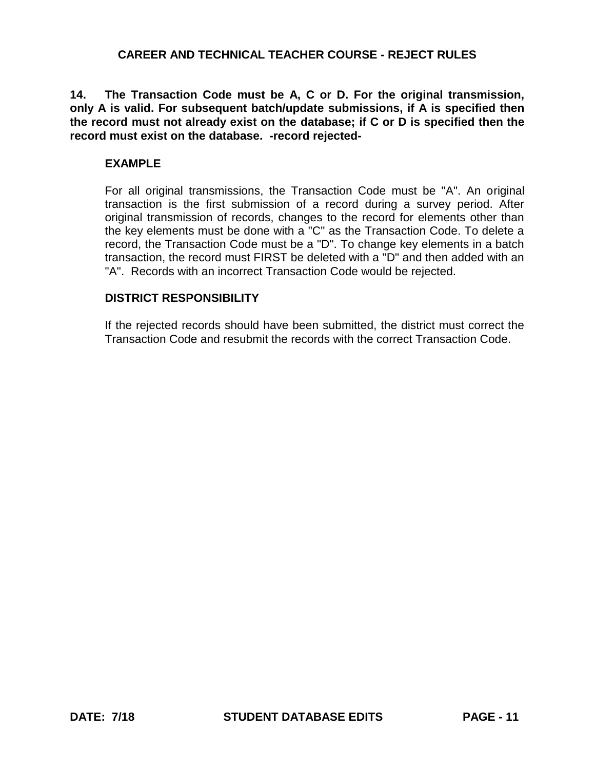## CAREER AND TECHNICAL TEACHER COURSE - REJECT RULES

**14. The Transaction Code must be A, C or D. For the original transmission, only A is valid. For subsequent batch/update submissions, if A is specified then the record must not already exist on the database; if C or D is specified then the record must exist on the database. -record rejected-**

### EXAMPLE

For all original transmissions, the Transaction Code must be "A". An original transaction is the first submission of a record during a survey period. After original transmission of records, changes to the record for elements other than the key elements must be done with a "C" as the Transaction Code. To delete a record, the Transaction Code must be a "D". To change key elements in a batch transaction, the record must FIRST be deleted with a "D" and then added with an "A". Records with an incorrect Transaction Code would be rejected.

### DISTRICT RESPONSIBILITY

If the rejected records should have been submitted, the district must correct the Transaction Code and resubmit the records with the correct Transaction Code.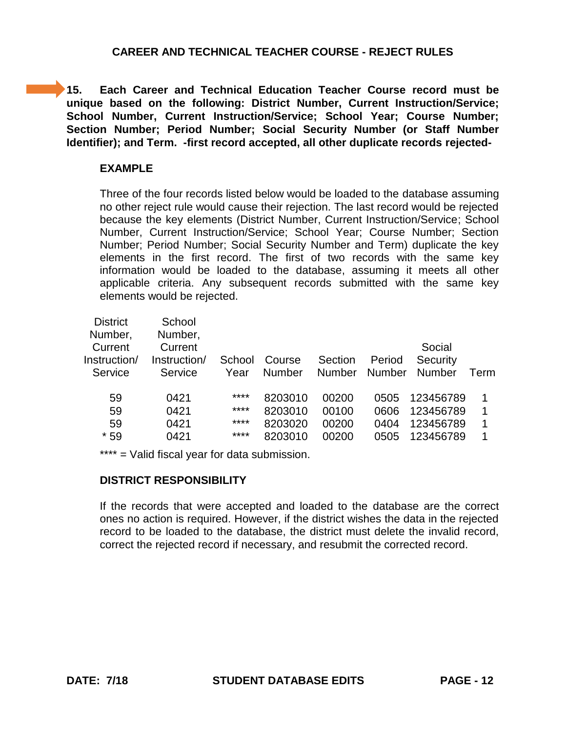## CAREER AND TECHNICAL TEACHER COURSE - REJECT RULES

**15. Each Career and Technical Education Teacher Course record must be unique based on the following: District Number, Current Instruction/Service; School Number, Current Instruction/Service; School Year; Course Number; Section Number; Period Number; Social Security Number (or Staff Number Identifier); and Term. -first record accepted, all other duplicate records rejected-**

### EXAMPLE

Three of the four records listed below would be loaded to the database assuming no other reject rule would cause their rejection. The last record would be rejected because the key elements (District Number, Current Instruction/Service; School Number, Current Instruction/Service; School Year; Course Number; Section Number; Period Number; Social Security Number and Term) duplicate the key elements in the first record. The first of two records with the same key information would be loaded to the database, assuming it meets all other applicable criteria. Any subsequent records submitted with the same key elements would be rejected.

| District Number, Current Instruction/ Service | School Number, Current Instruction/ Service | School Year | Course Number | Section Number | Period Number | Social Security Number | Term |
|---|---|---|---|---|---|---|---|
| 59 | 0421 | **** | 8203010 | 00200 | 0505 | 123456789 | 1 |
| 59 | 0421 | **** | 8203010 | 00100 | 0606 | 123456789 | 1 |
| 59 | 0421 | **** | 8203020 | 00200 | 0404 | 123456789 | 1 |
| * 59 | 0421 | **** | 8203010 | 00200 | 0505 | 123456789 | 1 |

**** = Valid fiscal year for data submission.

### DISTRICT RESPONSIBILITY

If the records that were accepted and loaded to the database are the correct ones no action is required. However, if the district wishes the data in the rejected record to be loaded to the database, the district must delete the invalid record, correct the rejected record if necessary, and resubmit the corrected record.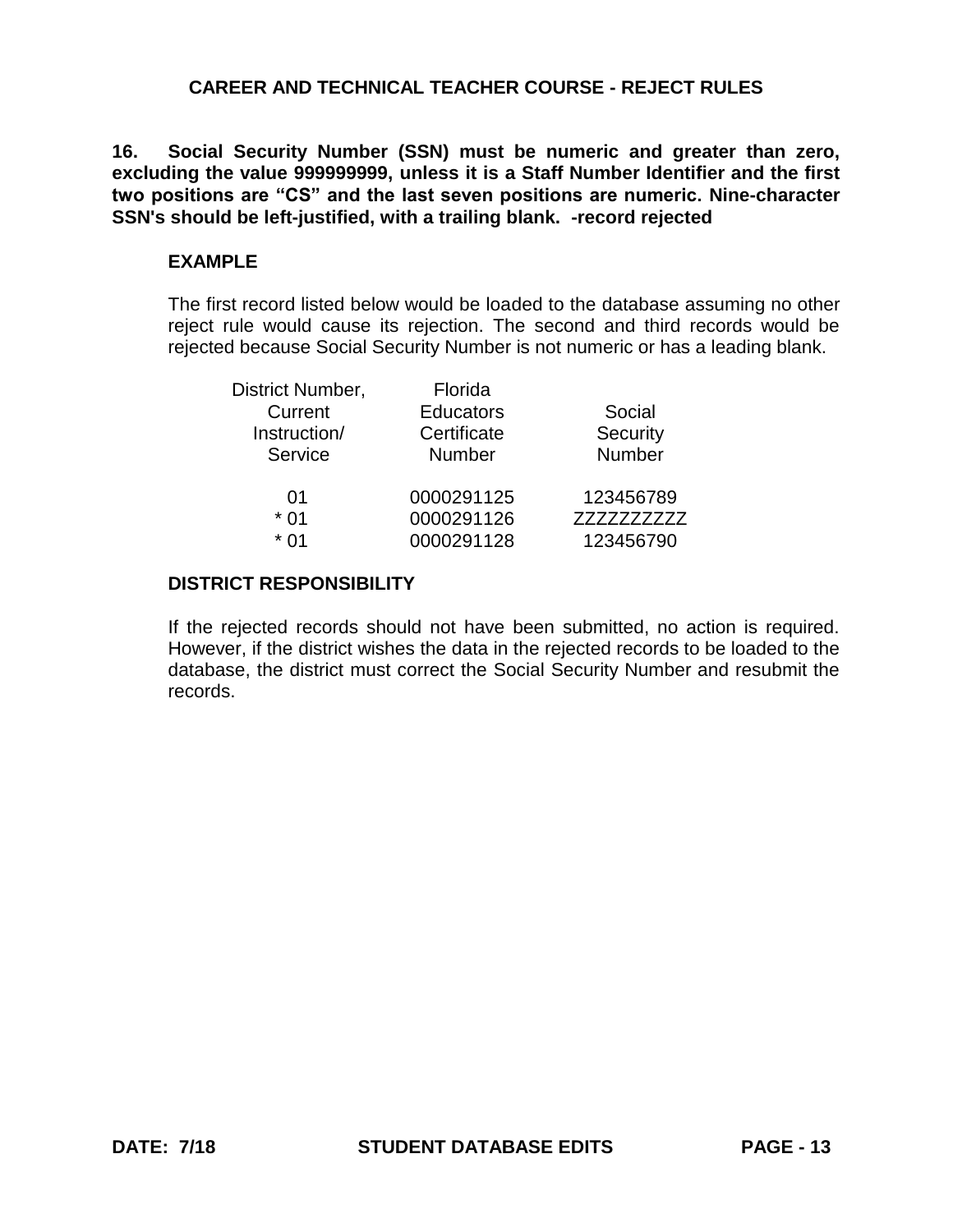# CAREER AND TECHNICAL TEACHER COURSE - REJECT RULES

**16. Social Security Number (SSN) must be numeric and greater than zero, excluding the value 999999999, unless it is a Staff Number Identifier and the first two positions are "CS" and the last seven positions are numeric. Nine-character SSN's should be left-justified, with a trailing blank. -record rejected**

**EXAMPLE**

The first record listed below would be loaded to the database assuming no other reject rule would cause its rejection. The second and third records would be rejected because Social Security Number is not numeric or has a leading blank.

| District Number, Current Instruction/ Service | Florida Educators Certificate Number | Social Security Number |
|---|---|---|
| 01 | 0000291125 | 123456789 |
| * 01 | 0000291126 | ZZZZZZZZZZ |
| * 01 | 0000291128 | 123456790 |

**DISTRICT RESPONSIBILITY**

If the rejected records should not have been submitted, no action is required. However, if the district wishes the data in the rejected records to be loaded to the database, the district must correct the Social Security Number and resubmit the records.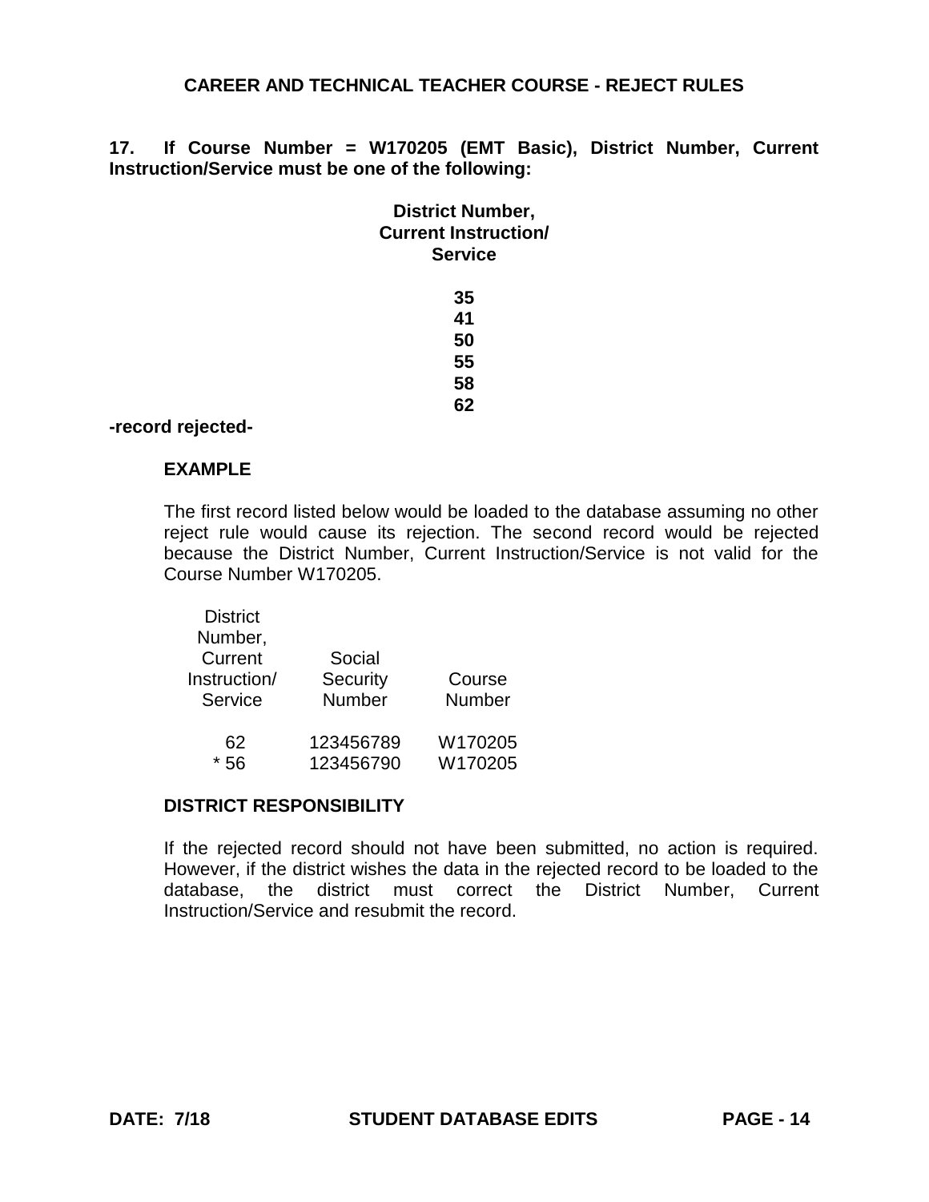## CAREER AND TECHNICAL TEACHER COURSE - REJECT RULES

**17. If Course Number = W170205 (EMT Basic), District Number, Current Instruction/Service must be one of the following:**

| District Number, Current Instruction/ Service |
|---|
| 35 |
| 41 |
| 50 |
| 55 |
| 58 |
| 62 |

**-record rejected-**

**EXAMPLE**

The first record listed below would be loaded to the database assuming no other reject rule would cause its rejection. The second record would be rejected because the District Number, Current Instruction/Service is not valid for the Course Number W170205.

| District Number, Current Instruction/ Service | Social Security Number | Course Number |
|---|---|---|
| 62 | 123456789 | W170205 |
| * 56 | 123456790 | W170205 |

**DISTRICT RESPONSIBILITY**

If the rejected record should not have been submitted, no action is required. However, if the district wishes the data in the rejected record to be loaded to the database, the district must correct the District Number, Current Instruction/Service and resubmit the record.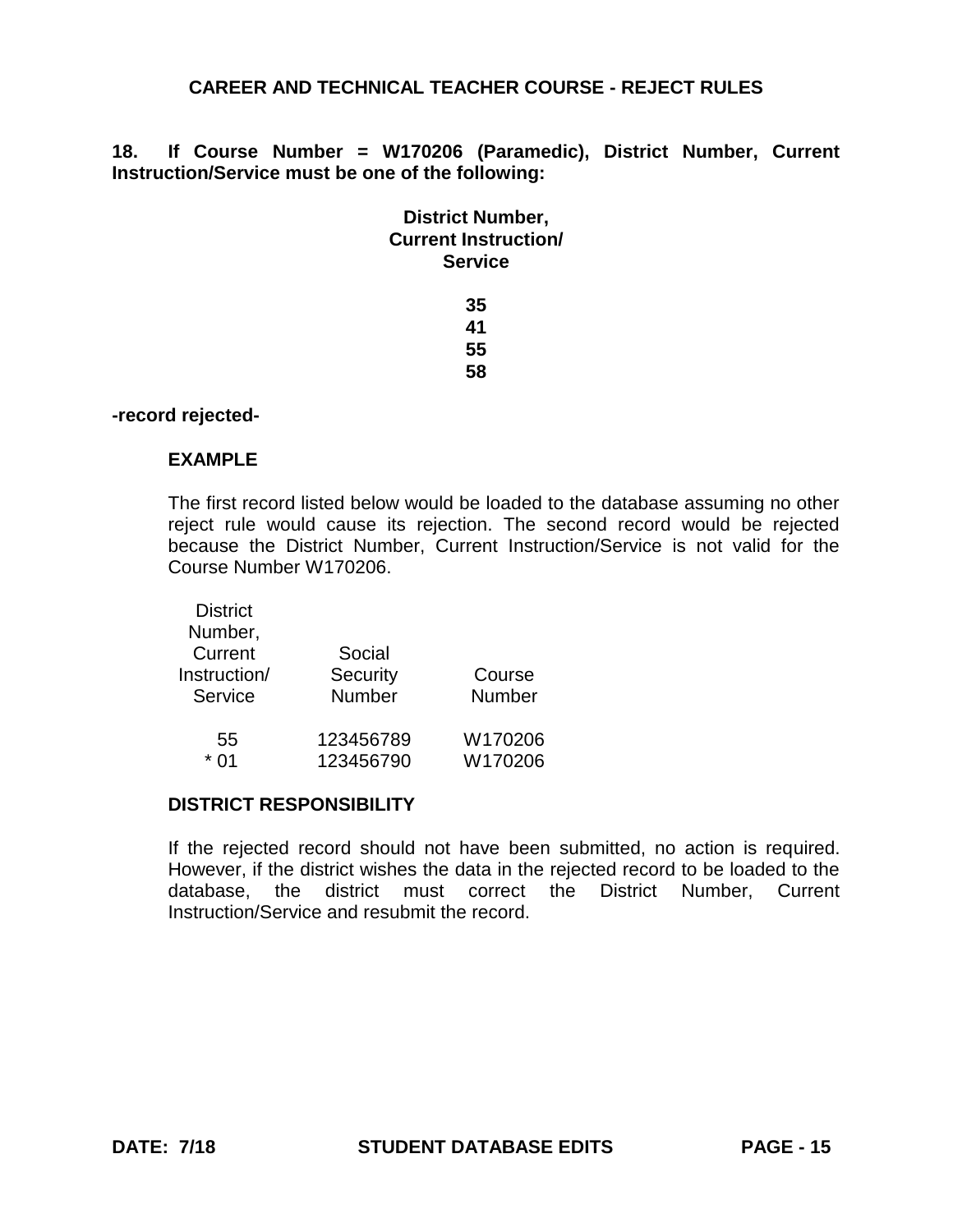## CAREER AND TECHNICAL TEACHER COURSE - REJECT RULES

**18. If Course Number = W170206 (Paramedic), District Number, Current Instruction/Service must be one of the following:**

| District Number, Current Instruction/ Service |
|---|
| 35 |
| 41 |
| 55 |
| 58 |

**-record rejected-**

**EXAMPLE**

The first record listed below would be loaded to the database assuming no other reject rule would cause its rejection. The second record would be rejected because the District Number, Current Instruction/Service is not valid for the Course Number W170206.

| District Number, Current Instruction/ Service | Social Security Number | Course Number |
|---|---|---|
| 55 | 123456789 | W170206 |
| * 01 | 123456790 | W170206 |

**DISTRICT RESPONSIBILITY**

If the rejected record should not have been submitted, no action is required. However, if the district wishes the data in the rejected record to be loaded to the database, the district must correct the District Number, Current Instruction/Service and resubmit the record.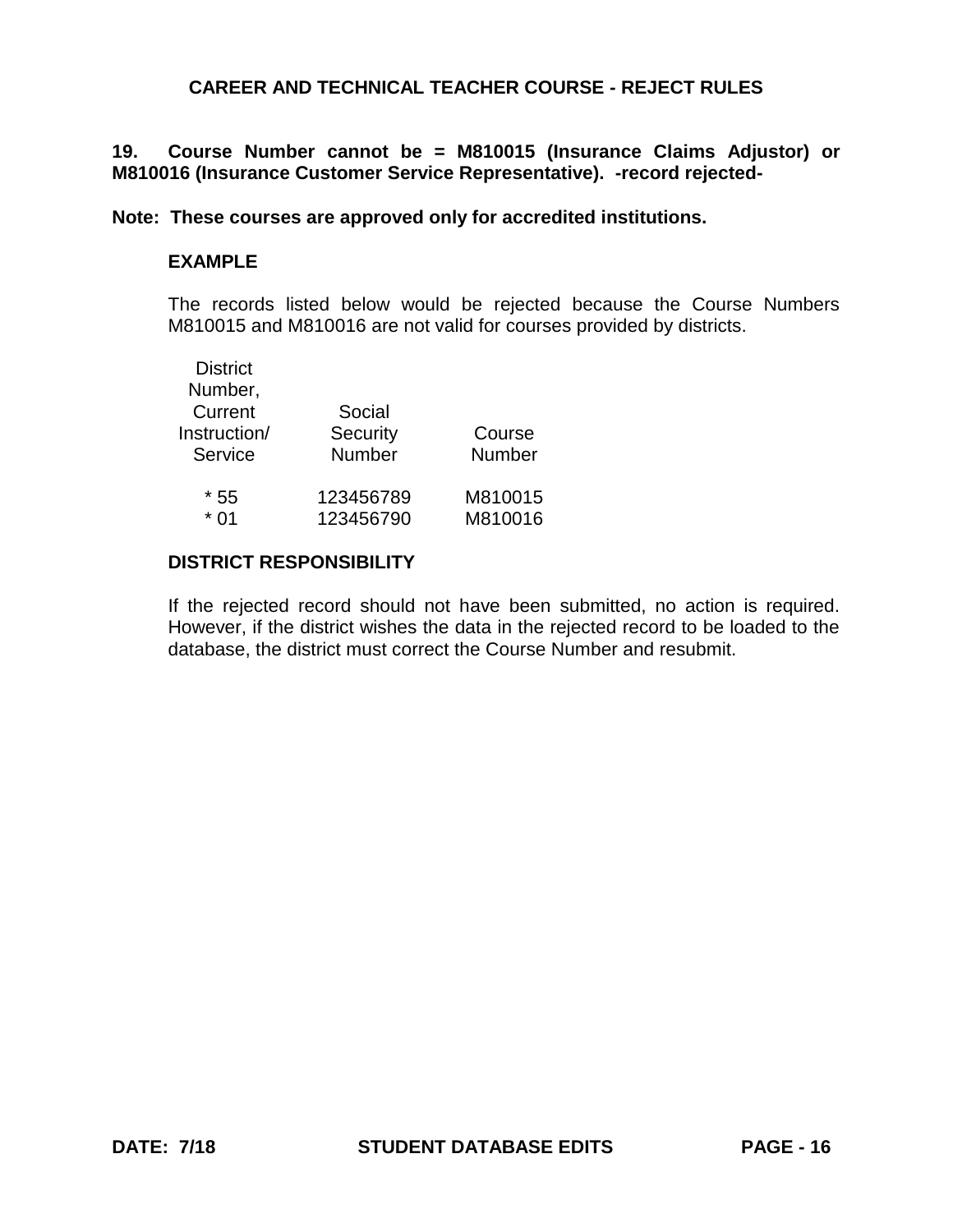## CAREER AND TECHNICAL TEACHER COURSE - REJECT RULES

**19. Course Number cannot be = M810015 (Insurance Claims Adjustor) or M810016 (Insurance Customer Service Representative). -record rejected-**

**Note: These courses are approved only for accredited institutions.**

**EXAMPLE**

The records listed below would be rejected because the Course Numbers M810015 and M810016 are not valid for courses provided by districts.

| District Number, Current Instruction/ Service | Social Security Number | Course Number |
|---|---|---|
| * 55 | 123456789 | M810015 |
| * 01 | 123456790 | M810016 |

**DISTRICT RESPONSIBILITY**

If the rejected record should not have been submitted, no action is required. However, if the district wishes the data in the rejected record to be loaded to the database, the district must correct the Course Number and resubmit.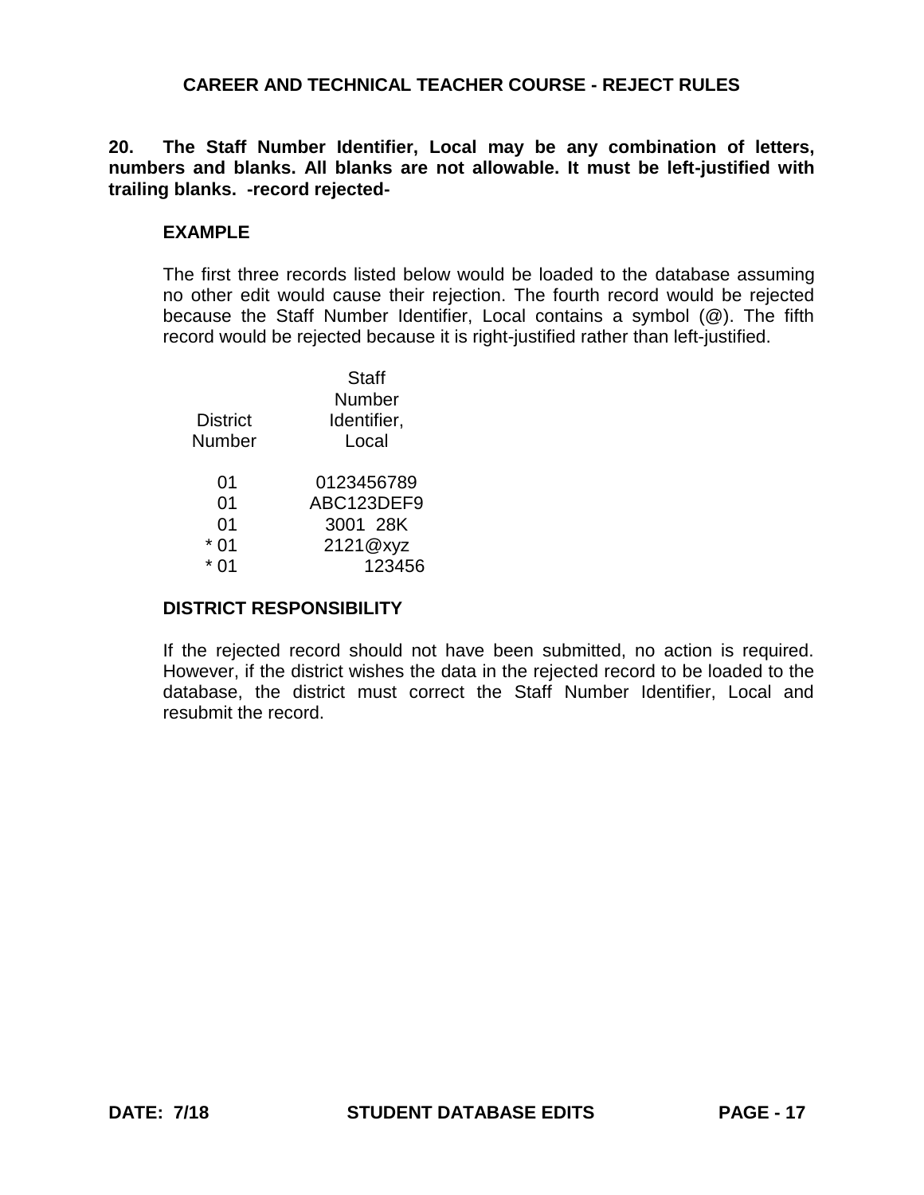## CAREER AND TECHNICAL TEACHER COURSE - REJECT RULES

**20. The Staff Number Identifier, Local may be any combination of letters, numbers and blanks. All blanks are not allowable. It must be left-justified with trailing blanks. -record rejected-**

### EXAMPLE

The first three records listed below would be loaded to the database assuming no other edit would cause their rejection. The fourth record would be rejected because the Staff Number Identifier, Local contains a symbol (@). The fifth record would be rejected because it is right-justified rather than left-justified.

| District Number | Staff Number Identifier, Local |
|---|---|
| 01 | 0123456789 |
| 01 | ABC123DEF9 |
| 01 | 3001  28K |
| * 01 | 2121@xyz |
| * 01 | &nbsp;&nbsp;&nbsp;&nbsp;123456 |

### DISTRICT RESPONSIBILITY

If the rejected record should not have been submitted, no action is required. However, if the district wishes the data in the rejected record to be loaded to the database, the district must correct the Staff Number Identifier, Local and resubmit the record.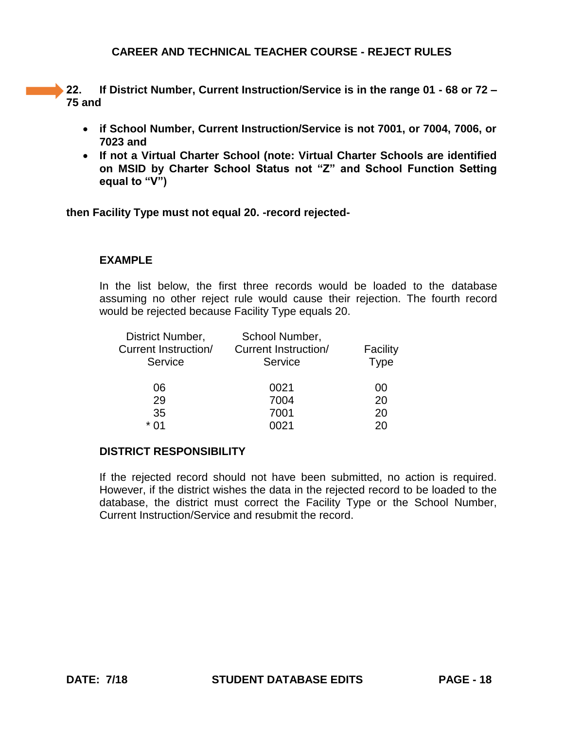## CAREER AND TECHNICAL TEACHER COURSE - REJECT RULES

**22. If District Number, Current Instruction/Service is in the range 01 - 68 or 72 – 75 and**

- **if School Number, Current Instruction/Service is not 7001, or 7004, 7006, or 7023 and**
- **If not a Virtual Charter School (note: Virtual Charter Schools are identified on MSID by Charter School Status not "Z" and School Function Setting equal to "V")**

**then Facility Type must not equal 20. -record rejected-**

### EXAMPLE

In the list below, the first three records would be loaded to the database assuming no other reject rule would cause their rejection. The fourth record would be rejected because Facility Type equals 20.

| District Number, Current Instruction/ Service | School Number, Current Instruction/ Service | Facility Type |
|---|---|---|
| 06 | 0021 | 00 |
| 29 | 7004 | 20 |
| 35 | 7001 | 20 |
| * 01 | 0021 | 20 |

### DISTRICT RESPONSIBILITY

If the rejected record should not have been submitted, no action is required. However, if the district wishes the data in the rejected record to be loaded to the database, the district must correct the Facility Type or the School Number, Current Instruction/Service and resubmit the record.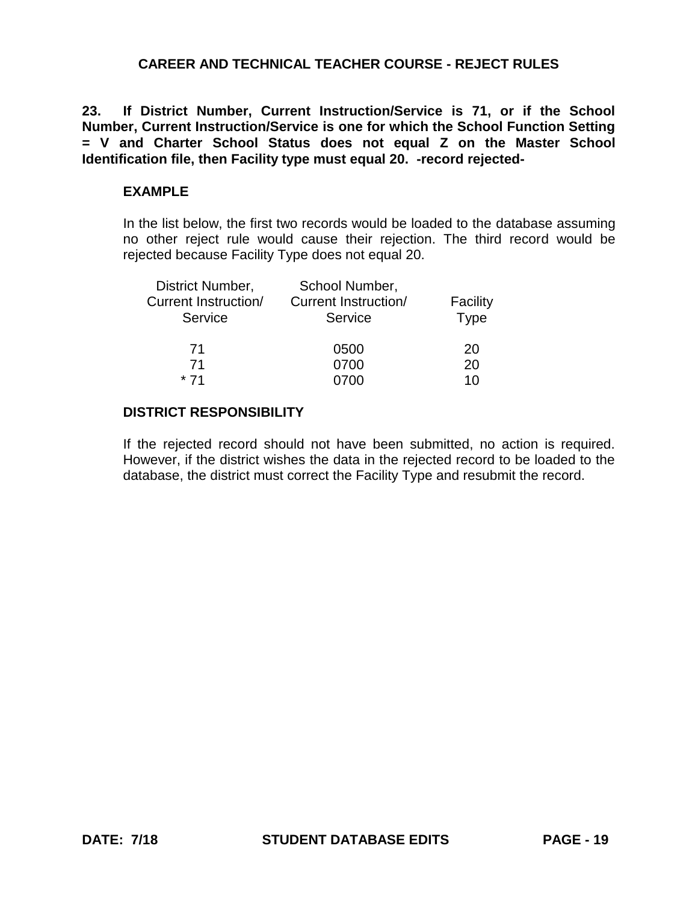## CAREER AND TECHNICAL TEACHER COURSE - REJECT RULES

**23. If District Number, Current Instruction/Service is 71, or if the School Number, Current Instruction/Service is one for which the School Function Setting = V and Charter School Status does not equal Z on the Master School Identification file, then Facility type must equal 20. -record rejected-**

**EXAMPLE**

In the list below, the first two records would be loaded to the database assuming no other reject rule would cause their rejection. The third record would be rejected because Facility Type does not equal 20.

| District Number, Current Instruction/ Service | School Number, Current Instruction/ Service | Facility Type |
|---|---|---|
| 71 | 0500 | 20 |
| 71 | 0700 | 20 |
| * 71 | 0700 | 10 |

**DISTRICT RESPONSIBILITY**

If the rejected record should not have been submitted, no action is required. However, if the district wishes the data in the rejected record to be loaded to the database, the district must correct the Facility Type and resubmit the record.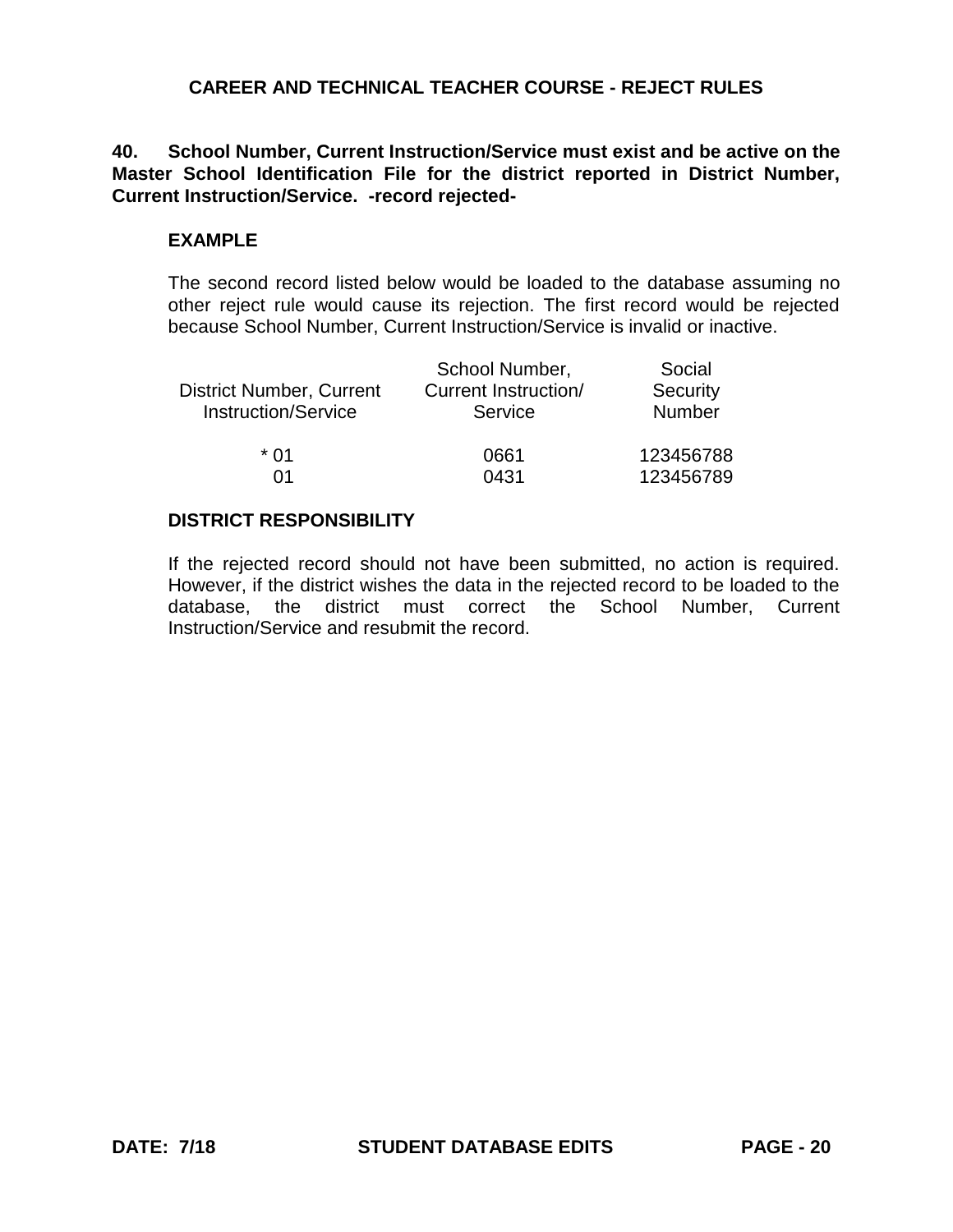# CAREER AND TECHNICAL TEACHER COURSE - REJECT RULES

**40. School Number, Current Instruction/Service must exist and be active on the Master School Identification File for the district reported in District Number, Current Instruction/Service. -record rejected-**

**EXAMPLE**

The second record listed below would be loaded to the database assuming no other reject rule would cause its rejection. The first record would be rejected because School Number, Current Instruction/Service is invalid or inactive.

| District Number, Current Instruction/Service | School Number, Current Instruction/ Service | Social Security Number |
|---|---|---|
| * 01 | 0661 | 123456788 |
| 01 | 0431 | 123456789 |

**DISTRICT RESPONSIBILITY**

If the rejected record should not have been submitted, no action is required. However, if the district wishes the data in the rejected record to be loaded to the database, the district must correct the School Number, Current Instruction/Service and resubmit the record.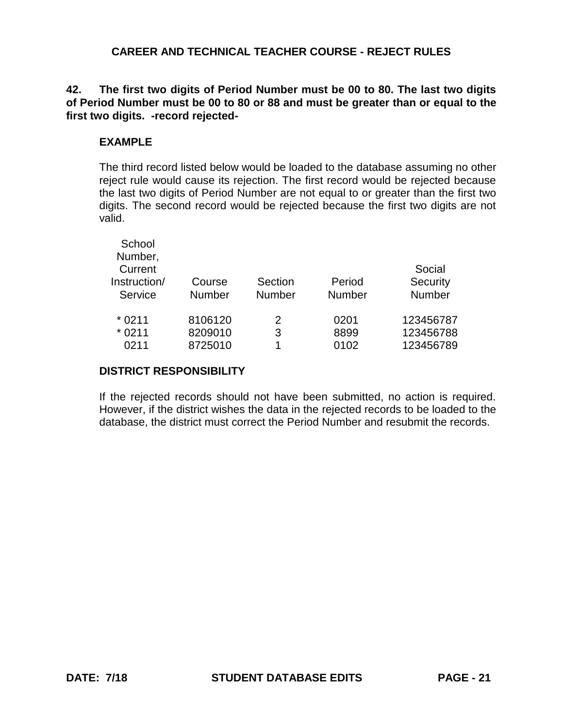## CAREER AND TECHNICAL TEACHER COURSE - REJECT RULES

**42. The first two digits of Period Number must be 00 to 80. The last two digits of Period Number must be 00 to 80 or 88 and must be greater than or equal to the first two digits. -record rejected-**

**EXAMPLE**

The third record listed below would be loaded to the database assuming no other reject rule would cause its rejection. The first record would be rejected because the last two digits of Period Number are not equal to or greater than the first two digits. The second record would be rejected because the first two digits are not valid.

| School Number, Current Instruction/ Service | Course Number | Section Number | Period Number | Social Security Number |
|---|---|---|---|---|
| * 0211 | 8106120 | 2 | 0201 | 123456787 |
| * 0211 | 8209010 | 3 | 8899 | 123456788 |
| 0211 | 8725010 | 1 | 0102 | 123456789 |

**DISTRICT RESPONSIBILITY**

If the rejected records should not have been submitted, no action is required. However, if the district wishes the data in the rejected records to be loaded to the database, the district must correct the Period Number and resubmit the records.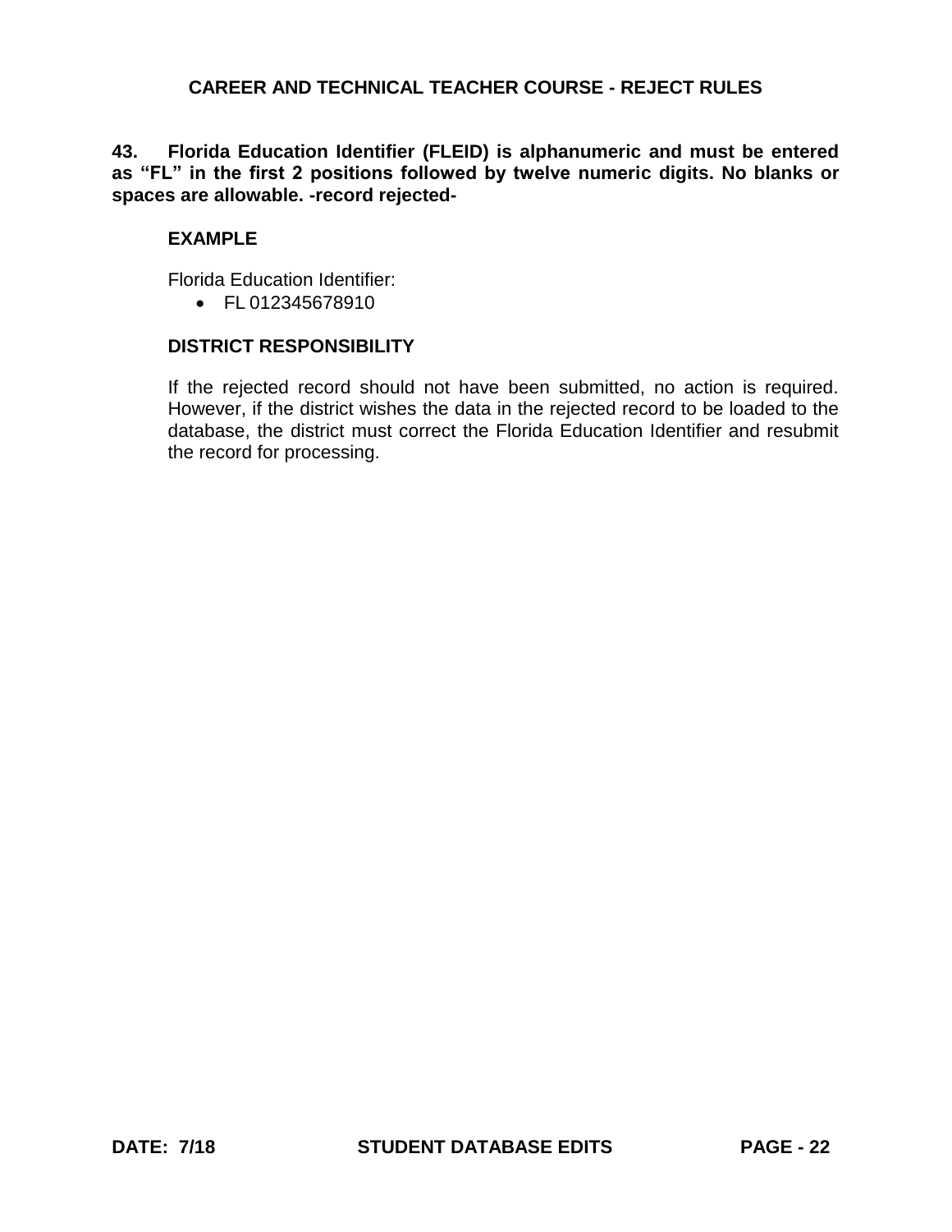**43. Florida Education Identifier (FLEID) is alphanumeric and must be entered as "FL" in the first 2 positions followed by twelve numeric digits. No blanks or spaces are allowable. -record rejected-**

**EXAMPLE**

Florida Education Identifier:

- FL 012345678910

**DISTRICT RESPONSIBILITY**

If the rejected record should not have been submitted, no action is required. However, if the district wishes the data in the rejected record to be loaded to the database, the district must correct the Florida Education Identifier and resubmit the record for processing.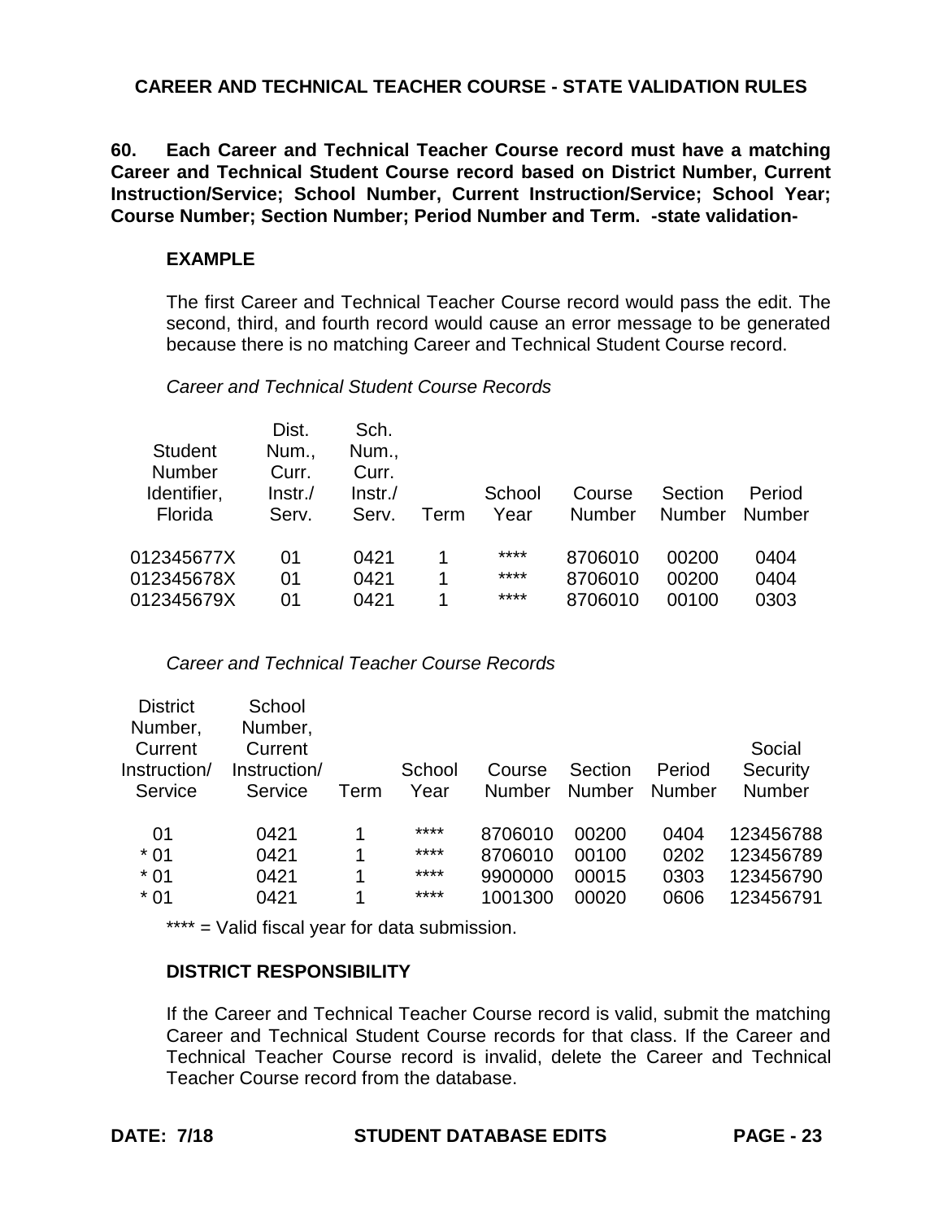## CAREER AND TECHNICAL TEACHER COURSE - STATE VALIDATION RULES

**60. Each Career and Technical Teacher Course record must have a matching Career and Technical Student Course record based on District Number, Current Instruction/Service; School Number, Current Instruction/Service; School Year; Course Number; Section Number; Period Number and Term. -state validation-**

**EXAMPLE**

The first Career and Technical Teacher Course record would pass the edit. The second, third, and fourth record would cause an error message to be generated because there is no matching Career and Technical Student Course record.

*Career and Technical Student Course Records*

| Student Number Identifier, Florida | Dist. Num., Curr. Instr./ Serv. | Sch. Num., Curr. Instr./ Serv. | Term | School Year | Course Number | Section Number | Period Number |
|---|---|---|---|---|---|---|---|
| 012345677X | 01 | 0421 | 1 | **** | 8706010 | 00200 | 0404 |
| 012345678X | 01 | 0421 | 1 | **** | 8706010 | 00200 | 0404 |
| 012345679X | 01 | 0421 | 1 | **** | 8706010 | 00100 | 0303 |

*Career and Technical Teacher Course Records*

| District Number, Current Instruction/ Service | School Number, Current Instruction/ Service | Term | School Year | Course Number | Section Number | Period Number | Social Security Number |
|---|---|---|---|---|---|---|---|
| 01 | 0421 | 1 | **** | 8706010 | 00200 | 0404 | 123456788 |
| * 01 | 0421 | 1 | **** | 8706010 | 00100 | 0202 | 123456789 |
| * 01 | 0421 | 1 | **** | 9900000 | 00015 | 0303 | 123456790 |
| * 01 | 0421 | 1 | **** | 1001300 | 00020 | 0606 | 123456791 |

**** = Valid fiscal year for data submission.

**DISTRICT RESPONSIBILITY**

If the Career and Technical Teacher Course record is valid, submit the matching Career and Technical Student Course records for that class. If the Career and Technical Teacher Course record is invalid, delete the Career and Technical Teacher Course record from the database.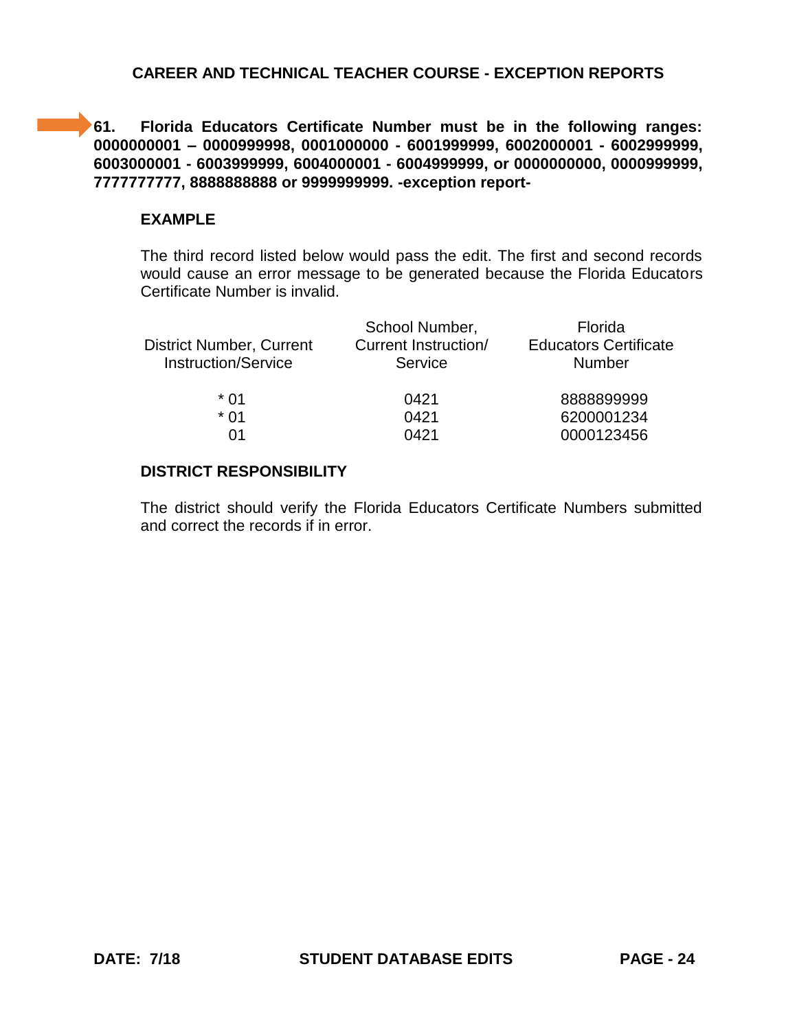## CAREER AND TECHNICAL TEACHER COURSE - EXCEPTION REPORTS

**61. Florida Educators Certificate Number must be in the following ranges: 0000000001 – 0000999998, 0001000000 - 6001999999, 6002000001 - 6002999999, 6003000001 - 6003999999, 6004000001 - 6004999999, or 0000000000, 0000999999, 7777777777, 8888888888 or 9999999999. -exception report-**

### EXAMPLE

The third record listed below would pass the edit. The first and second records would cause an error message to be generated because the Florida Educators Certificate Number is invalid.

| District Number, Current Instruction/Service | School Number, Current Instruction/ Service | Florida Educators Certificate Number |
|---|---|---|
| * 01 | 0421 | 8888899999 |
| * 01 | 0421 | 6200001234 |
| 01 | 0421 | 0000123456 |

### DISTRICT RESPONSIBILITY

The district should verify the Florida Educators Certificate Numbers submitted and correct the records if in error.